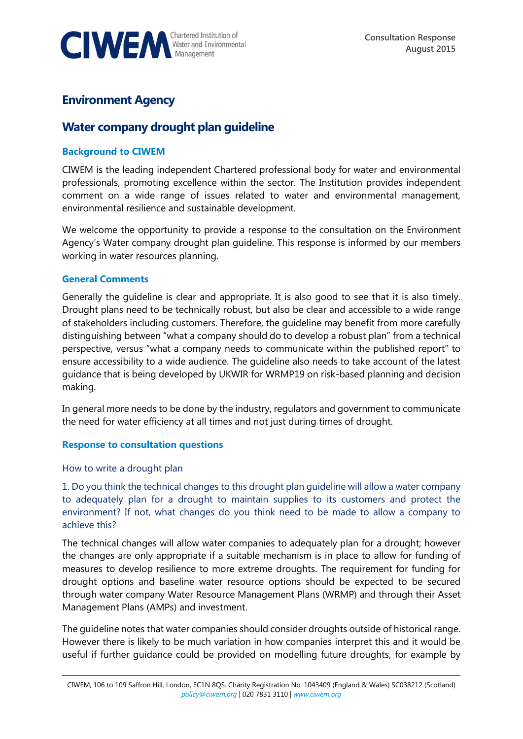Consultation Response
August 2015

# Environment Agency

## Water company drought plan guideline

### Background to CIWEM

CIWEM is the leading independent Chartered professional body for water and environmental professionals, promoting excellence within the sector. The Institution provides independent comment on a wide range of issues related to water and environmental management, environmental resilience and sustainable development.

We welcome the opportunity to provide a response to the consultation on the Environment Agency's Water company drought plan guideline. This response is informed by our members working in water resources planning.

### General Comments

Generally the guideline is clear and appropriate. It is also good to see that it is also timely. Drought plans need to be technically robust, but also be clear and accessible to a wide range of stakeholders including customers. Therefore, the guideline may benefit from more carefully distinguishing between "what a company should do to develop a robust plan" from a technical perspective, versus "what a company needs to communicate within the published report" to ensure accessibility to a wide audience. The guideline also needs to take account of the latest guidance that is being developed by UKWIR for WRMP19 on risk-based planning and decision making.

In general more needs to be done by the industry, regulators and government to communicate the need for water efficiency at all times and not just during times of drought.

### Response to consultation questions

#### How to write a drought plan

1. Do you think the technical changes to this drought plan guideline will allow a water company to adequately plan for a drought to maintain supplies to its customers and protect the environment? If not, what changes do you think need to be made to allow a company to achieve this?

The technical changes will allow water companies to adequately plan for a drought; however the changes are only appropriate if a suitable mechanism is in place to allow for funding of measures to develop resilience to more extreme droughts. The requirement for funding for drought options and baseline water resource options should be expected to be secured through water company Water Resource Management Plans (WRMP) and through their Asset Management Plans (AMPs) and investment.

The guideline notes that water companies should consider droughts outside of historical range. However there is likely to be much variation in how companies interpret this and it would be useful if further guidance could be provided on modelling future droughts, for example by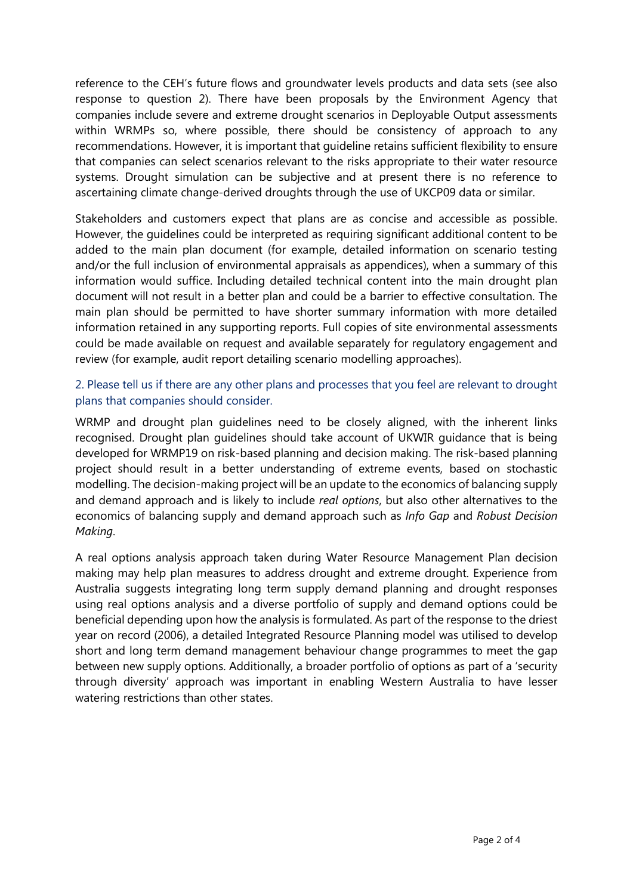reference to the CEH's future flows and groundwater levels products and data sets (see also response to question 2). There have been proposals by the Environment Agency that companies include severe and extreme drought scenarios in Deployable Output assessments within WRMPs so, where possible, there should be consistency of approach to any recommendations. However, it is important that guideline retains sufficient flexibility to ensure that companies can select scenarios relevant to the risks appropriate to their water resource systems. Drought simulation can be subjective and at present there is no reference to ascertaining climate change-derived droughts through the use of UKCP09 data or similar.

Stakeholders and customers expect that plans are as concise and accessible as possible. However, the guidelines could be interpreted as requiring significant additional content to be added to the main plan document (for example, detailed information on scenario testing and/or the full inclusion of environmental appraisals as appendices), when a summary of this information would suffice. Including detailed technical content into the main drought plan document will not result in a better plan and could be a barrier to effective consultation. The main plan should be permitted to have shorter summary information with more detailed information retained in any supporting reports. Full copies of site environmental assessments could be made available on request and available separately for regulatory engagement and review (for example, audit report detailing scenario modelling approaches).

### 2. Please tell us if there are any other plans and processes that you feel are relevant to drought plans that companies should consider.

WRMP and drought plan guidelines need to be closely aligned, with the inherent links recognised. Drought plan guidelines should take account of UKWIR guidance that is being developed for WRMP19 on risk-based planning and decision making. The risk-based planning project should result in a better understanding of extreme events, based on stochastic modelling. The decision-making project will be an update to the economics of balancing supply and demand approach and is likely to include *real options*, but also other alternatives to the economics of balancing supply and demand approach such as *Info Gap* and *Robust Decision Making*.

A real options analysis approach taken during Water Resource Management Plan decision making may help plan measures to address drought and extreme drought. Experience from Australia suggests integrating long term supply demand planning and drought responses using real options analysis and a diverse portfolio of supply and demand options could be beneficial depending upon how the analysis is formulated. As part of the response to the driest year on record (2006), a detailed Integrated Resource Planning model was utilised to develop short and long term demand management behaviour change programmes to meet the gap between new supply options. Additionally, a broader portfolio of options as part of a 'security through diversity' approach was important in enabling Western Australia to have lesser watering restrictions than other states.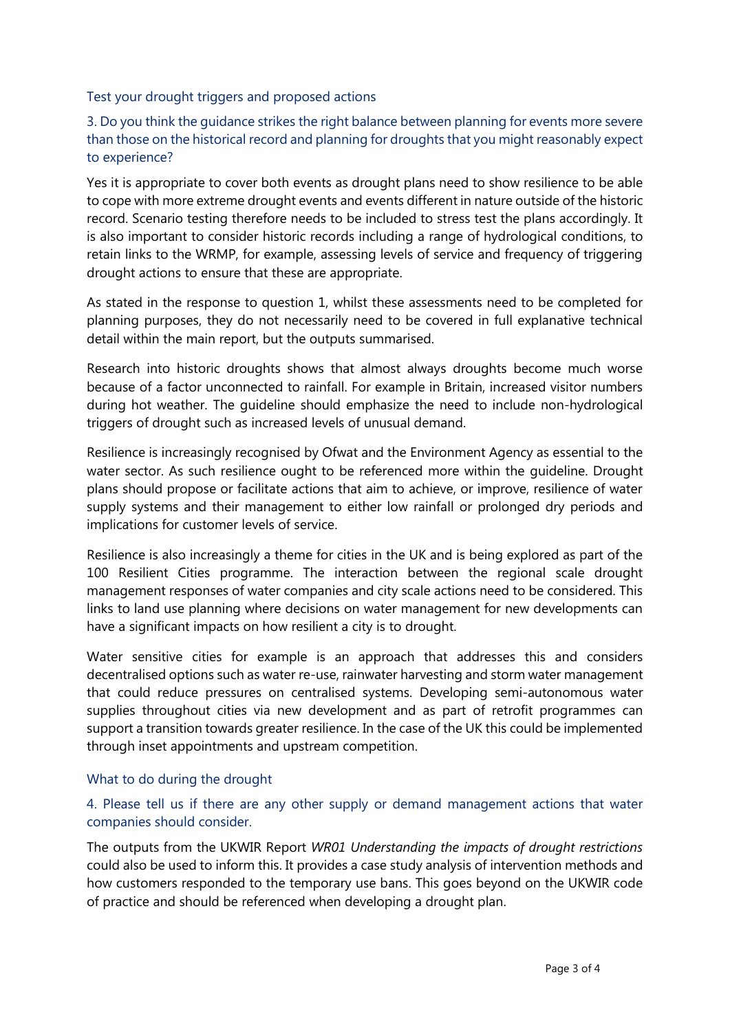## Test your drought triggers and proposed actions

### 3. Do you think the guidance strikes the right balance between planning for events more severe than those on the historical record and planning for droughts that you might reasonably expect to experience?

Yes it is appropriate to cover both events as drought plans need to show resilience to be able to cope with more extreme drought events and events different in nature outside of the historic record. Scenario testing therefore needs to be included to stress test the plans accordingly. It is also important to consider historic records including a range of hydrological conditions, to retain links to the WRMP, for example, assessing levels of service and frequency of triggering drought actions to ensure that these are appropriate.

As stated in the response to question 1, whilst these assessments need to be completed for planning purposes, they do not necessarily need to be covered in full explanative technical detail within the main report, but the outputs summarised.

Research into historic droughts shows that almost always droughts become much worse because of a factor unconnected to rainfall. For example in Britain, increased visitor numbers during hot weather. The guideline should emphasize the need to include non-hydrological triggers of drought such as increased levels of unusual demand.

Resilience is increasingly recognised by Ofwat and the Environment Agency as essential to the water sector. As such resilience ought to be referenced more within the guideline. Drought plans should propose or facilitate actions that aim to achieve, or improve, resilience of water supply systems and their management to either low rainfall or prolonged dry periods and implications for customer levels of service.

Resilience is also increasingly a theme for cities in the UK and is being explored as part of the 100 Resilient Cities programme. The interaction between the regional scale drought management responses of water companies and city scale actions need to be considered. This links to land use planning where decisions on water management for new developments can have a significant impacts on how resilient a city is to drought.

Water sensitive cities for example is an approach that addresses this and considers decentralised options such as water re-use, rainwater harvesting and storm water management that could reduce pressures on centralised systems. Developing semi-autonomous water supplies throughout cities via new development and as part of retrofit programmes can support a transition towards greater resilience. In the case of the UK this could be implemented through inset appointments and upstream competition.

## What to do during the drought

### 4. Please tell us if there are any other supply or demand management actions that water companies should consider.

The outputs from the UKWIR Report *WR01 Understanding the impacts of drought restrictions* could also be used to inform this. It provides a case study analysis of intervention methods and how customers responded to the temporary use bans. This goes beyond on the UKWIR code of practice and should be referenced when developing a drought plan.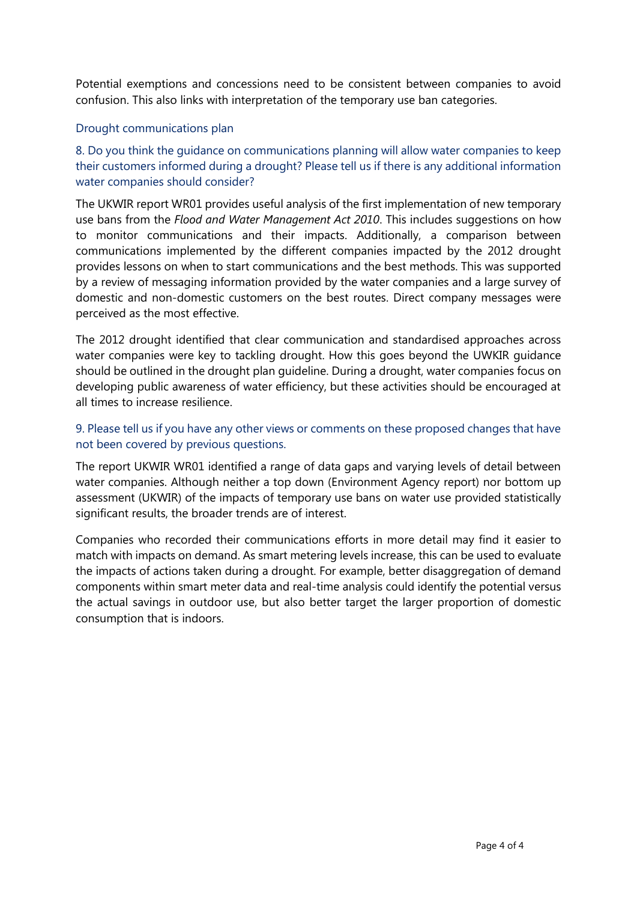Potential exemptions and concessions need to be consistent between companies to avoid confusion. This also links with interpretation of the temporary use ban categories.

### Drought communications plan

### 8. Do you think the guidance on communications planning will allow water companies to keep their customers informed during a drought? Please tell us if there is any additional information water companies should consider?

The UKWIR report WR01 provides useful analysis of the first implementation of new temporary use bans from the *Flood and Water Management Act 2010*. This includes suggestions on how to monitor communications and their impacts. Additionally, a comparison between communications implemented by the different companies impacted by the 2012 drought provides lessons on when to start communications and the best methods. This was supported by a review of messaging information provided by the water companies and a large survey of domestic and non-domestic customers on the best routes. Direct company messages were perceived as the most effective.

The 2012 drought identified that clear communication and standardised approaches across water companies were key to tackling drought. How this goes beyond the UWKIR guidance should be outlined in the drought plan guideline. During a drought, water companies focus on developing public awareness of water efficiency, but these activities should be encouraged at all times to increase resilience.

### 9. Please tell us if you have any other views or comments on these proposed changes that have not been covered by previous questions.

The report UKWIR WR01 identified a range of data gaps and varying levels of detail between water companies. Although neither a top down (Environment Agency report) nor bottom up assessment (UKWIR) of the impacts of temporary use bans on water use provided statistically significant results, the broader trends are of interest.

Companies who recorded their communications efforts in more detail may find it easier to match with impacts on demand. As smart metering levels increase, this can be used to evaluate the impacts of actions taken during a drought. For example, better disaggregation of demand components within smart meter data and real-time analysis could identify the potential versus the actual savings in outdoor use, but also better target the larger proportion of domestic consumption that is indoors.